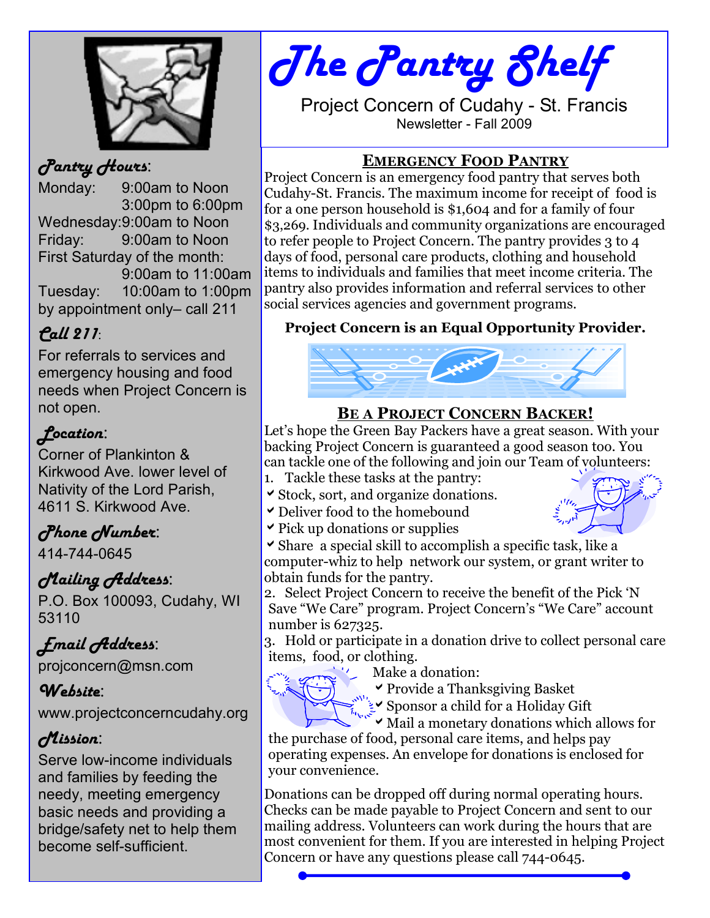# The Pantry Shelf

Project Concern of Cudahy - St. Francis

Newsletter - Fall 2009

***Pantry Hours***:

Monday: 9:00am to Noon
3:00pm to 6:00pm
Wednesday: 9:00am to Noon
Friday: 9:00am to Noon
First Saturday of the month:
9:00am to 11:00am
Tuesday: 10:00am to 1:00pm
by appointment only– call 211

***Call 211***:

For referrals to services and emergency housing and food needs when Project Concern is not open.

***Location***:

Corner of Plankinton & Kirkwood Ave. lower level of Nativity of the Lord Parish, 4611 S. Kirkwood Ave.

***Phone Number***:

414-744-0645

***Mailing Address***:

P.O. Box 100093, Cudahy, WI 53110

***Email Address***:

projconcern@msn.com

***Website***:

www.projectconcerncudahy.org

***Mission***:

Serve low-income individuals and families by feeding the needy, meeting emergency basic needs and providing a bridge/safety net to help them become self-sufficient.

## EMERGENCY FOOD PANTRY

Project Concern is an emergency food pantry that serves both Cudahy-St. Francis. The maximum income for receipt of food is for a one person household is $1,604 and for a family of four $3,269. Individuals and community organizations are encouraged to refer people to Project Concern. The pantry provides 3 to 4 days of food, personal care products, clothing and household items to individuals and families that meet income criteria. The pantry also provides information and referral services to other social services agencies and government programs.

**Project Concern is an Equal Opportunity Provider.**

## BE A PROJECT CONCERN BACKER!

Let's hope the Green Bay Packers have a great season. With your backing Project Concern is guaranteed a good season too. You can tackle one of the following and join our Team of volunteers:

1. Tackle these tasks at the pantry:
   - Stock, sort, and organize donations.
   - Deliver food to the homebound
   - Pick up donations or supplies
   - Share a special skill to accomplish a specific task, like a computer-whiz to help network our system, or grant writer to obtain funds for the pantry.
2. Select Project Concern to receive the benefit of the Pick 'N Save "We Care" program. Project Concern's "We Care" account number is 627325.
3. Hold or participate in a donation drive to collect personal care items, food, or clothing.
4. Make a donation:
   - Provide a Thanksgiving Basket
   - Sponsor a child for a Holiday Gift
   - Mail a monetary donations which allows for the purchase of food, personal care items, and helps pay operating expenses. An envelope for donations is enclosed for your convenience.

Donations can be dropped off during normal operating hours. Checks can be made payable to Project Concern and sent to our mailing address. Volunteers can work during the hours that are most convenient for them. If you are interested in helping Project Concern or have any questions please call 744-0645.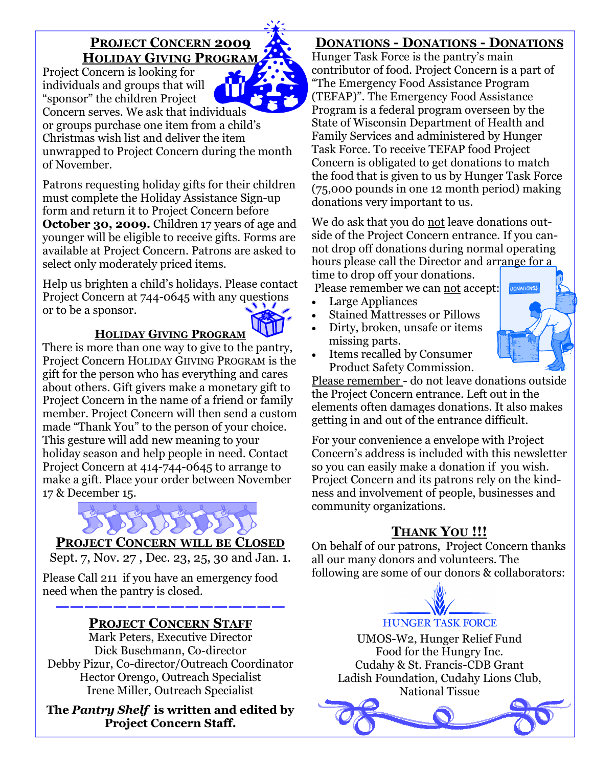## Project Concern 2009 Holiday Giving Program

Project Concern is looking for individuals and groups that will "sponsor" the children Project Concern serves. We ask that individuals or groups purchase one item from a child's Christmas wish list and deliver the item unwrapped to Project Concern during the month of November.

Patrons requesting holiday gifts for their children must complete the Holiday Assistance Sign-up form and return it to Project Concern before **October 30, 2009.** Children 17 years of age and younger will be eligible to receive gifts. Forms are available at Project Concern. Patrons are asked to select only moderately priced items.

Help us brighten a child's holidays. Please contact Project Concern at 744-0645 with any questions or to be a sponsor.

### Holiday Giving Program

There is more than one way to give to the pantry, Project Concern HOLIDAY GIIVING PROGRAM is the gift for the person who has everything and cares about others. Gift givers make a monetary gift to Project Concern in the name of a friend or family member. Project Concern will then send a custom made "Thank You" to the person of your choice. This gesture will add new meaning to your holiday season and help people in need. Contact Project Concern at 414-744-0645 to arrange to make a gift. Place your order between November 17 & December 15.

## Project Concern will be Closed

Sept. 7, Nov. 27 , Dec. 23, 25, 30 and Jan. 1.

Please Call 211 if you have an emergency food need when the pantry is closed.

## Project Concern Staff

Mark Peters, Executive Director
Dick Buschmann, Co-director
Debby Pizur, Co-director/Outreach Coordinator
Hector Orengo, Outreach Specialist
Irene Miller, Outreach Specialist

**The *Pantry Shelf* is written and edited by Project Concern Staff.**

## Donations - Donations - Donations

Hunger Task Force is the pantry's main contributor of food. Project Concern is a part of "The Emergency Food Assistance Program (TEFAP)". The Emergency Food Assistance Program is a federal program overseen by the State of Wisconsin Department of Health and Family Services and administered by Hunger Task Force. To receive TEFAP food Project Concern is obligated to get donations to match the food that is given to us by Hunger Task Force (75,000 pounds in one 12 month period) making donations very important to us.

We do ask that you do not leave donations outside of the Project Concern entrance. If you cannot drop off donations during normal operating hours please call the Director and arrange for a time to drop off your donations.

Please remember we can not accept:

- Large Appliances
- Stained Mattresses or Pillows
- Dirty, broken, unsafe or items missing parts.
- Items recalled by Consumer Product Safety Commission.

Please remember - do not leave donations outside the Project Concern entrance. Left out in the elements often damages donations. It also makes getting in and out of the entrance difficult.

For your convenience a envelope with Project Concern's address is included with this newsletter so you can easily make a donation if you wish. Project Concern and its patrons rely on the kindness and involvement of people, businesses and community organizations.

## Thank You !!!

On behalf of our patrons, Project Concern thanks all our many donors and volunteers. The following are some of our donors & collaborators:

HUNGER TASK FORCE

UMOS-W2, Hunger Relief Fund
Food for the Hungry Inc.
Cudahy & St. Francis-CDB Grant
Ladish Foundation, Cudahy Lions Club,
National Tissue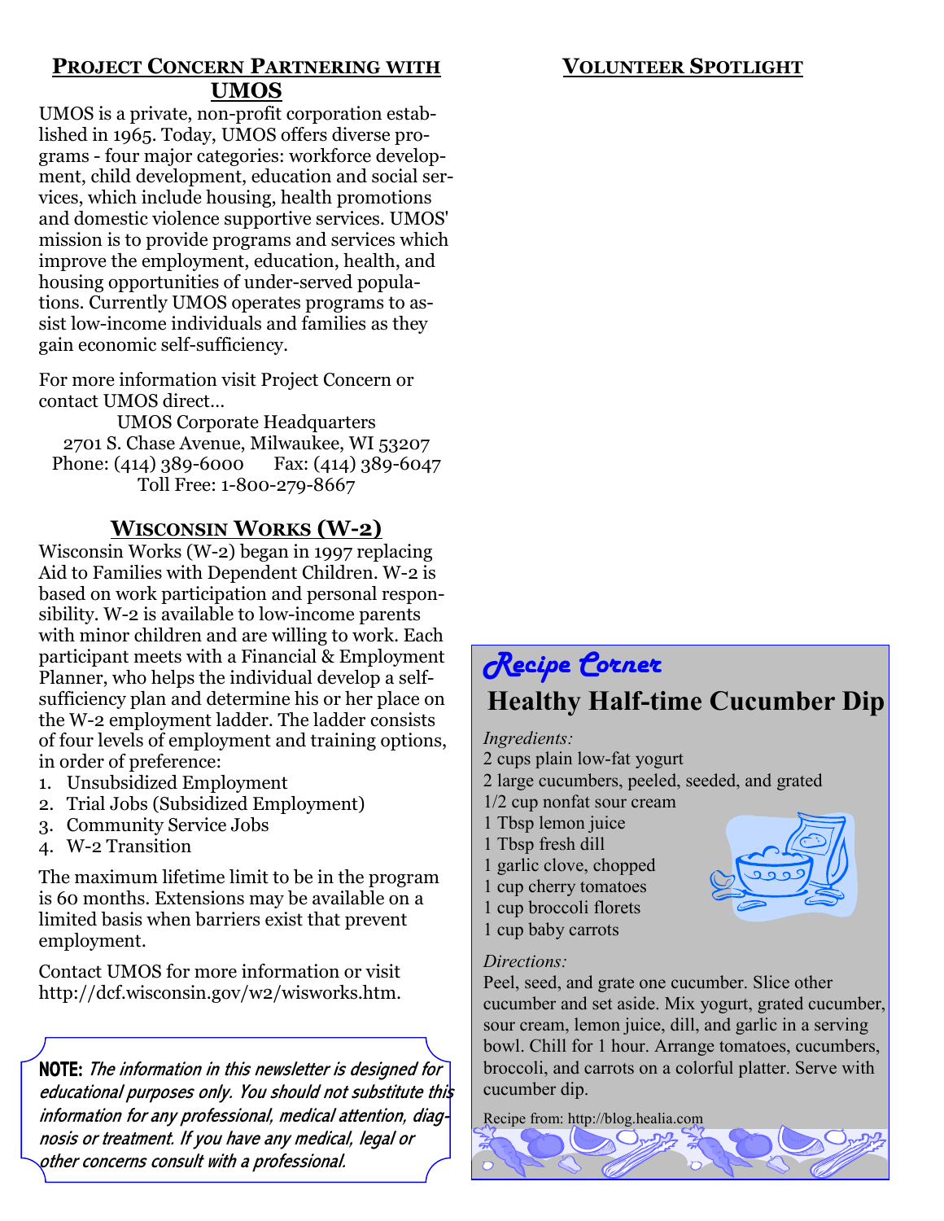## Project Concern Partnering with UMOS

UMOS is a private, non-profit corporation established in 1965. Today, UMOS offers diverse programs - four major categories: workforce development, child development, education and social services, which include housing, health promotions and domestic violence supportive services. UMOS' mission is to provide programs and services which improve the employment, education, health, and housing opportunities of under-served populations. Currently UMOS operates programs to assist low-income individuals and families as they gain economic self-sufficiency.

For more information visit Project Concern or contact UMOS direct…

UMOS Corporate Headquarters
2701 S. Chase Avenue, Milwaukee, WI 53207
Phone: (414) 389-6000 Fax: (414) 389-6047
Toll Free: 1-800-279-8667

## Wisconsin Works (W-2)

Wisconsin Works (W-2) began in 1997 replacing Aid to Families with Dependent Children. W-2 is based on work participation and personal responsibility. W-2 is available to low-income parents with minor children and are willing to work. Each participant meets with a Financial & Employment Planner, who helps the individual develop a self-sufficiency plan and determine his or her place on the W-2 employment ladder. The ladder consists of four levels of employment and training options, in order of preference:

1. Unsubsidized Employment
2. Trial Jobs (Subsidized Employment)
3. Community Service Jobs
4. W-2 Transition

The maximum lifetime limit to be in the program is 60 months. Extensions may be available on a limited basis when barriers exist that prevent employment.

Contact UMOS for more information or visit http://dcf.wisconsin.gov/w2/wisworks.htm.

**NOTE:** *The information in this newsletter is designed for educational purposes only. You should not substitute this information for any professional, medical attention, diagnosis or treatment. If you have any medical, legal or other concerns consult with a professional.*

## Volunteer Spotlight

## *Recipe Corner*

### Healthy Half-time Cucumber Dip

*Ingredients:*

2 cups plain low-fat yogurt
2 large cucumbers, peeled, seeded, and grated
1/2 cup nonfat sour cream
1 Tbsp lemon juice
1 Tbsp fresh dill
1 garlic clove, chopped
1 cup cherry tomatoes
1 cup broccoli florets
1 cup baby carrots

*Directions:*

Peel, seed, and grate one cucumber. Slice other cucumber and set aside. Mix yogurt, grated cucumber, sour cream, lemon juice, dill, and garlic in a serving bowl. Chill for 1 hour. Arrange tomatoes, cucumbers, broccoli, and carrots on a colorful platter. Serve with cucumber dip.

Recipe from: http://blog.healia.com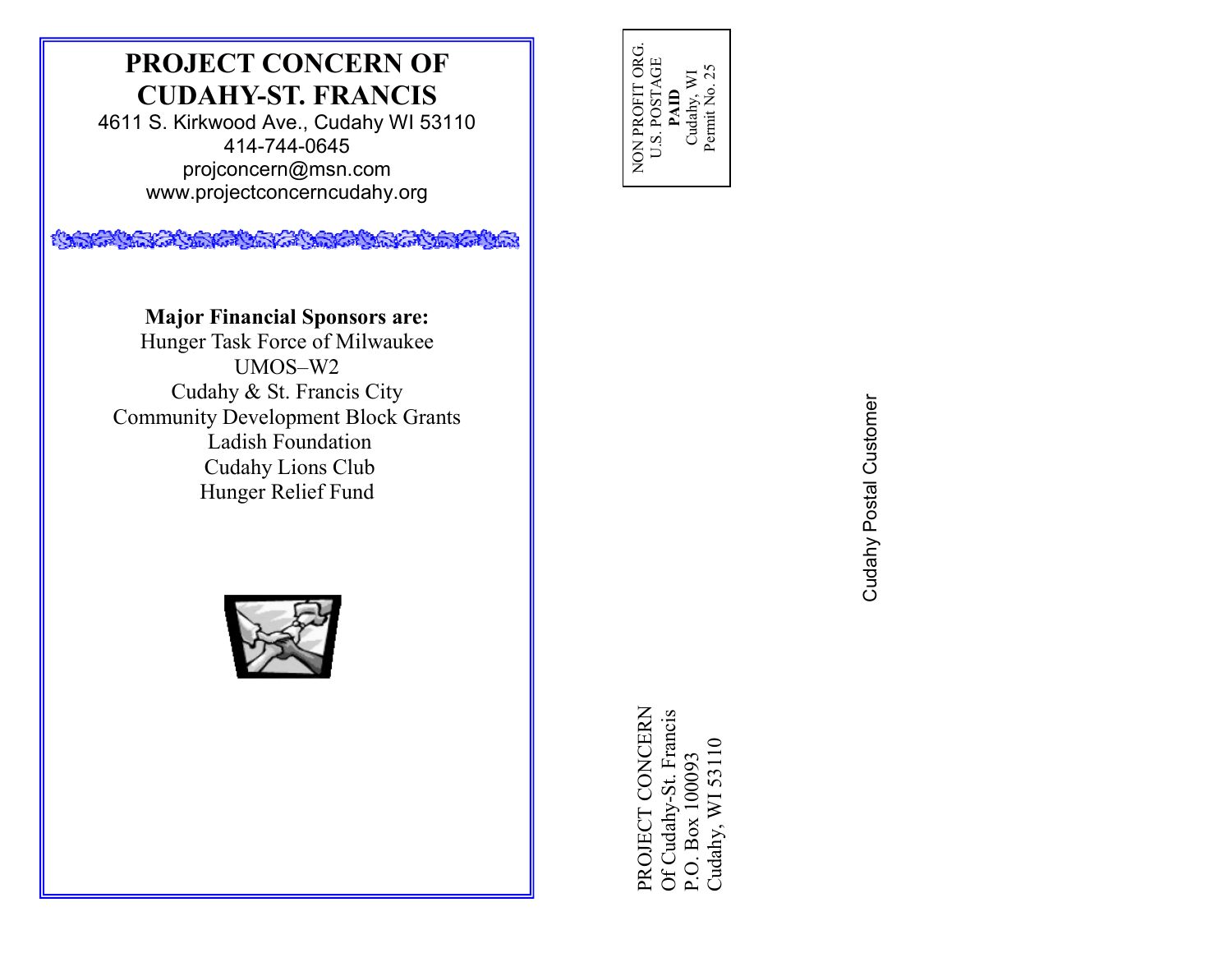# PROJECT CONCERN OF CUDAHY-ST. FRANCIS

4611 S. Kirkwood Ave., Cudahy WI 53110
414-744-0645
projconcern@msn.com
www.projectconcerncudahy.org

**Major Financial Sponsors are:**

Hunger Task Force of Milwaukee
UMOS–W2
Cudahy & St. Francis City
Community Development Block Grants
Ladish Foundation
Cudahy Lions Club
Hunger Relief Fund

NON PROFIT ORG.
U.S. POSTAGE
**PAID**
Cudahy, WI
Permit No. 25

PROJECT CONCERN
Of Cudahy-St. Francis
P.O. Box 100093
Cudahy, WI 53110

Cudahy Postal Customer